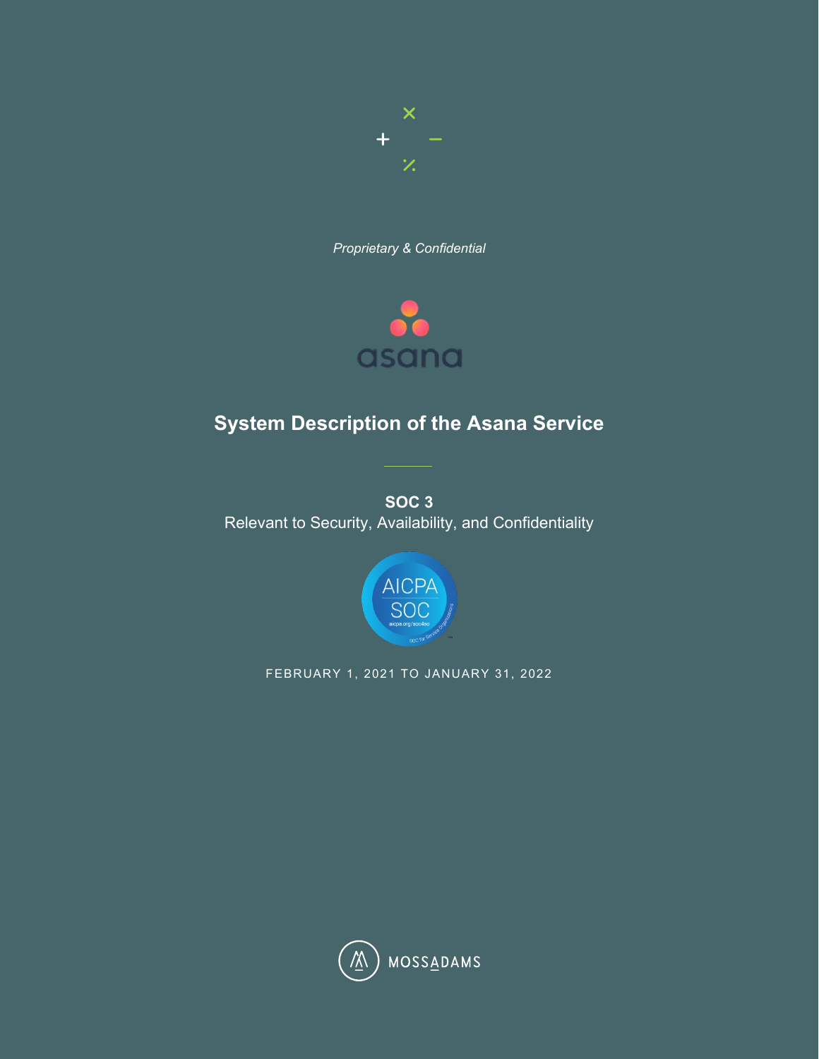*Proprietary & Confidential*

asana

# System Description of the Asana Service

**SOC 3**

Relevant to Security, Availability, and Confidentiality

AICPA SOC

FEBRUARY 1, 2021 TO JANUARY 31, 2022

MOSSADAMS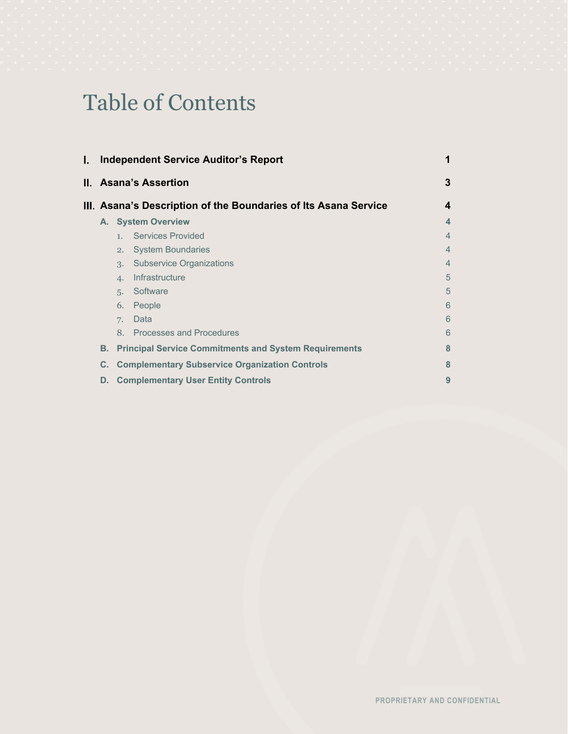# Table of Contents

| | | |
|---|---|---|
| **I.** | **Independent Service Auditor's Report** | **1** |
| **II.** | **Asana's Assertion** | **3** |
| **III.** | **Asana's Description of the Boundaries of Its Asana Service** | **4** |
| | **A. System Overview** | **4** |
| | 1. Services Provided | 4 |
| | 2. System Boundaries | 4 |
| | 3. Subservice Organizations | 4 |
| | 4. Infrastructure | 5 |
| | 5. Software | 5 |
| | 6. People | 6 |
| | 7. Data | 6 |
| | 8. Processes and Procedures | 6 |
| | **B. Principal Service Commitments and System Requirements** | **8** |
| | **C. Complementary Subservice Organization Controls** | **8** |
| | **D. Complementary User Entity Controls** | **9** |

PROPRIETARY AND CONFIDENTIAL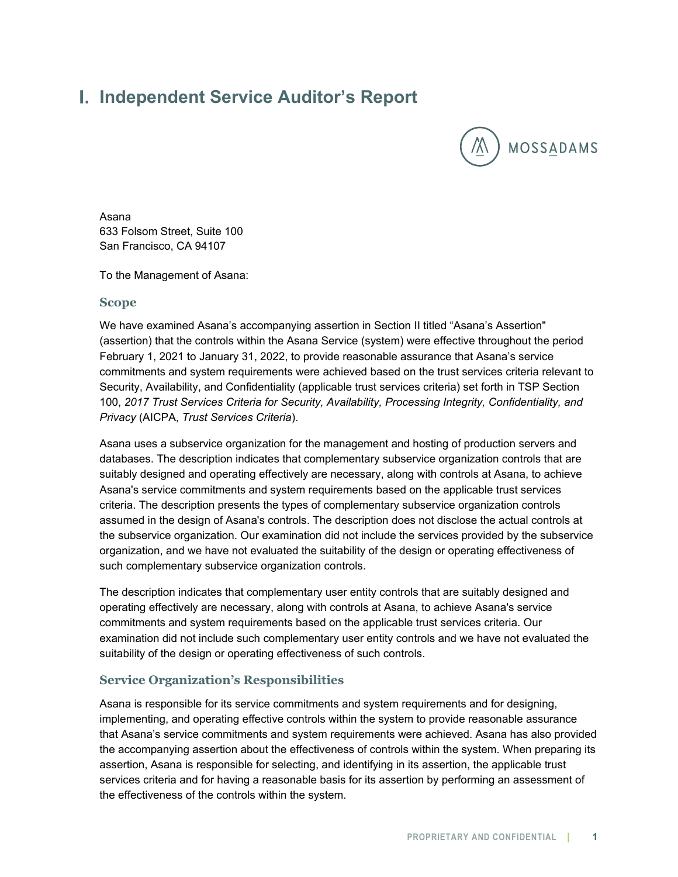# I. Independent Service Auditor's Report

MOSSADAMS

Asana
633 Folsom Street, Suite 100
San Francisco, CA 94107

To the Management of Asana:

## Scope

We have examined Asana's accompanying assertion in Section II titled "Asana's Assertion" (assertion) that the controls within the Asana Service (system) were effective throughout the period February 1, 2021 to January 31, 2022, to provide reasonable assurance that Asana's service commitments and system requirements were achieved based on the trust services criteria relevant to Security, Availability, and Confidentiality (applicable trust services criteria) set forth in TSP Section 100, *2017 Trust Services Criteria for Security, Availability, Processing Integrity, Confidentiality, and Privacy* (AICPA, *Trust Services Criteria*).

Asana uses a subservice organization for the management and hosting of production servers and databases. The description indicates that complementary subservice organization controls that are suitably designed and operating effectively are necessary, along with controls at Asana, to achieve Asana's service commitments and system requirements based on the applicable trust services criteria. The description presents the types of complementary subservice organization controls assumed in the design of Asana's controls. The description does not disclose the actual controls at the subservice organization. Our examination did not include the services provided by the subservice organization, and we have not evaluated the suitability of the design or operating effectiveness of such complementary subservice organization controls.

The description indicates that complementary user entity controls that are suitably designed and operating effectively are necessary, along with controls at Asana, to achieve Asana's service commitments and system requirements based on the applicable trust services criteria. Our examination did not include such complementary user entity controls and we have not evaluated the suitability of the design or operating effectiveness of such controls.

## Service Organization's Responsibilities

Asana is responsible for its service commitments and system requirements and for designing, implementing, and operating effective controls within the system to provide reasonable assurance that Asana's service commitments and system requirements were achieved. Asana has also provided the accompanying assertion about the effectiveness of controls within the system. When preparing its assertion, Asana is responsible for selecting, and identifying in its assertion, the applicable trust services criteria and for having a reasonable basis for its assertion by performing an assessment of the effectiveness of the controls within the system.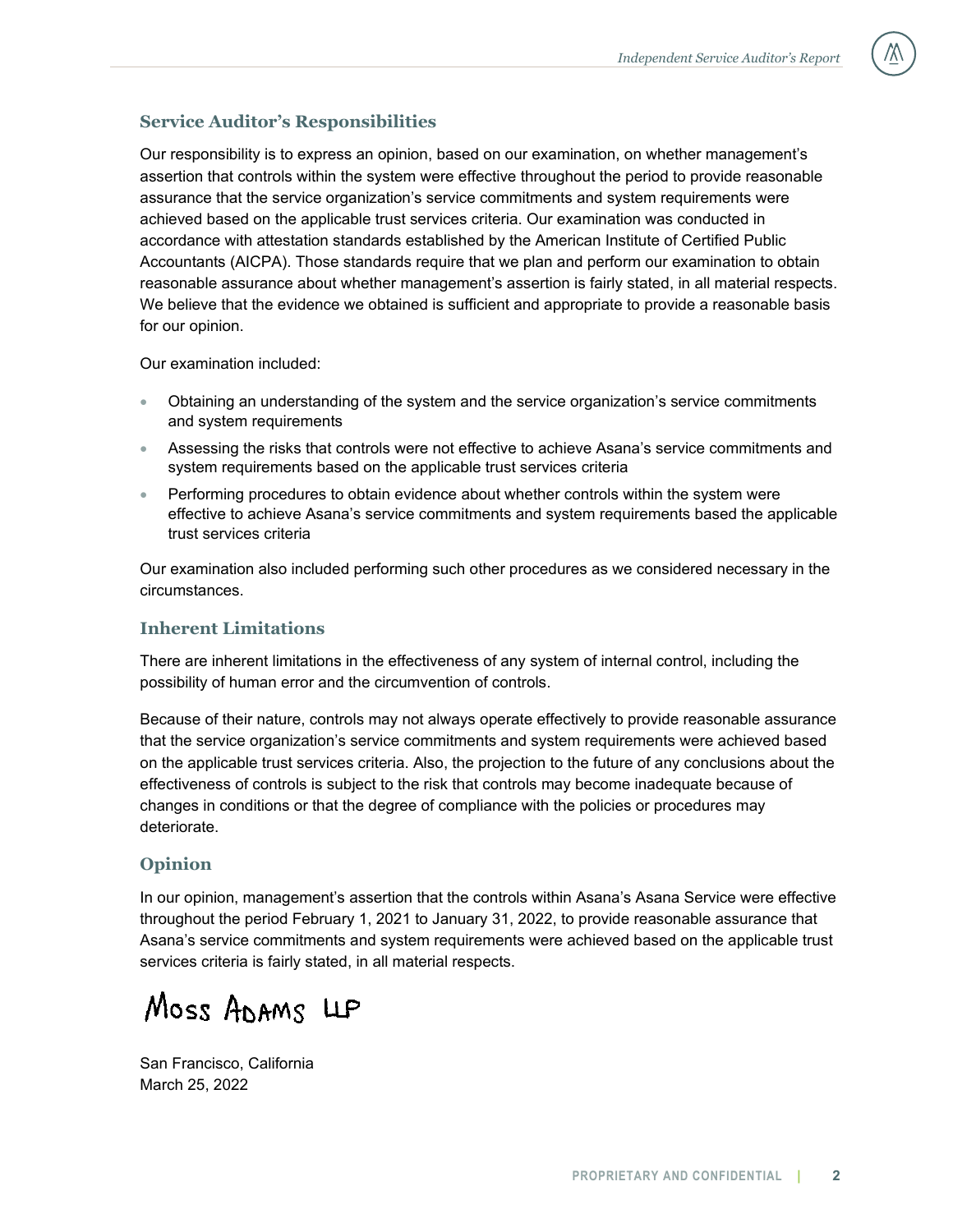## Service Auditor's Responsibilities

Our responsibility is to express an opinion, based on our examination, on whether management's assertion that controls within the system were effective throughout the period to provide reasonable assurance that the service organization's service commitments and system requirements were achieved based on the applicable trust services criteria. Our examination was conducted in accordance with attestation standards established by the American Institute of Certified Public Accountants (AICPA). Those standards require that we plan and perform our examination to obtain reasonable assurance about whether management's assertion is fairly stated, in all material respects. We believe that the evidence we obtained is sufficient and appropriate to provide a reasonable basis for our opinion.

Our examination included:

- Obtaining an understanding of the system and the service organization's service commitments and system requirements
- Assessing the risks that controls were not effective to achieve Asana's service commitments and system requirements based on the applicable trust services criteria
- Performing procedures to obtain evidence about whether controls within the system were effective to achieve Asana's service commitments and system requirements based the applicable trust services criteria

Our examination also included performing such other procedures as we considered necessary in the circumstances.

## Inherent Limitations

There are inherent limitations in the effectiveness of any system of internal control, including the possibility of human error and the circumvention of controls.

Because of their nature, controls may not always operate effectively to provide reasonable assurance that the service organization's service commitments and system requirements were achieved based on the applicable trust services criteria. Also, the projection to the future of any conclusions about the effectiveness of controls is subject to the risk that controls may become inadequate because of changes in conditions or that the degree of compliance with the policies or procedures may deteriorate.

## Opinion

In our opinion, management's assertion that the controls within Asana's Asana Service were effective throughout the period February 1, 2021 to January 31, 2022, to provide reasonable assurance that Asana's service commitments and system requirements were achieved based on the applicable trust services criteria is fairly stated, in all material respects.

Moss Adams LLP

San Francisco, California
March 25, 2022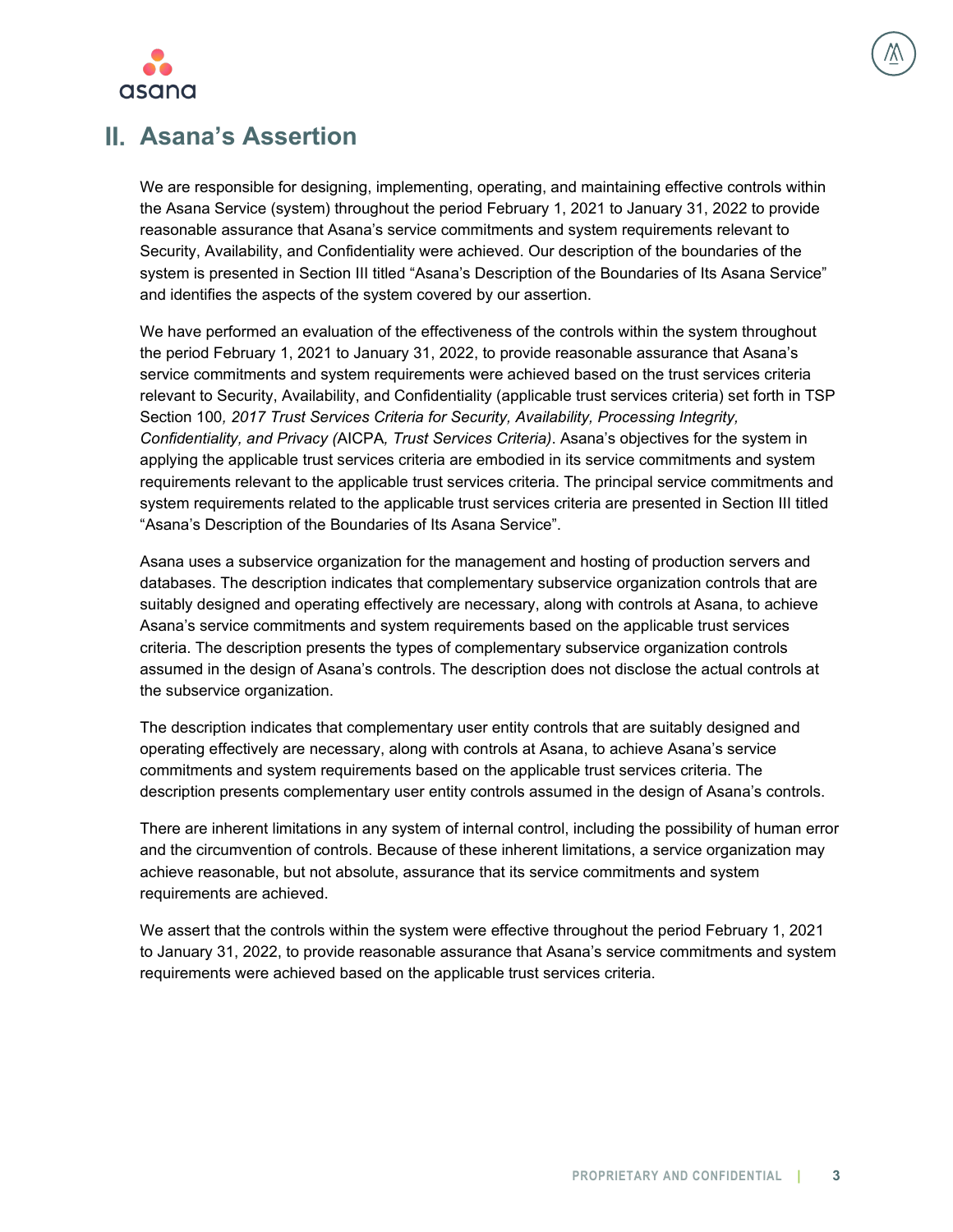## II. Asana's Assertion

We are responsible for designing, implementing, operating, and maintaining effective controls within the Asana Service (system) throughout the period February 1, 2021 to January 31, 2022 to provide reasonable assurance that Asana's service commitments and system requirements relevant to Security, Availability, and Confidentiality were achieved. Our description of the boundaries of the system is presented in Section III titled "Asana's Description of the Boundaries of Its Asana Service" and identifies the aspects of the system covered by our assertion.

We have performed an evaluation of the effectiveness of the controls within the system throughout the period February 1, 2021 to January 31, 2022, to provide reasonable assurance that Asana's service commitments and system requirements were achieved based on the trust services criteria relevant to Security, Availability, and Confidentiality (applicable trust services criteria) set forth in TSP Section 100*, 2017 Trust Services Criteria for Security, Availability, Processing Integrity, Confidentiality, and Privacy (*AICPA*, Trust Services Criteria)*. Asana's objectives for the system in applying the applicable trust services criteria are embodied in its service commitments and system requirements relevant to the applicable trust services criteria. The principal service commitments and system requirements related to the applicable trust services criteria are presented in Section III titled "Asana's Description of the Boundaries of Its Asana Service".

Asana uses a subservice organization for the management and hosting of production servers and databases. The description indicates that complementary subservice organization controls that are suitably designed and operating effectively are necessary, along with controls at Asana, to achieve Asana's service commitments and system requirements based on the applicable trust services criteria. The description presents the types of complementary subservice organization controls assumed in the design of Asana's controls. The description does not disclose the actual controls at the subservice organization.

The description indicates that complementary user entity controls that are suitably designed and operating effectively are necessary, along with controls at Asana, to achieve Asana's service commitments and system requirements based on the applicable trust services criteria. The description presents complementary user entity controls assumed in the design of Asana's controls.

There are inherent limitations in any system of internal control, including the possibility of human error and the circumvention of controls. Because of these inherent limitations, a service organization may achieve reasonable, but not absolute, assurance that its service commitments and system requirements are achieved.

We assert that the controls within the system were effective throughout the period February 1, 2021 to January 31, 2022, to provide reasonable assurance that Asana's service commitments and system requirements were achieved based on the applicable trust services criteria.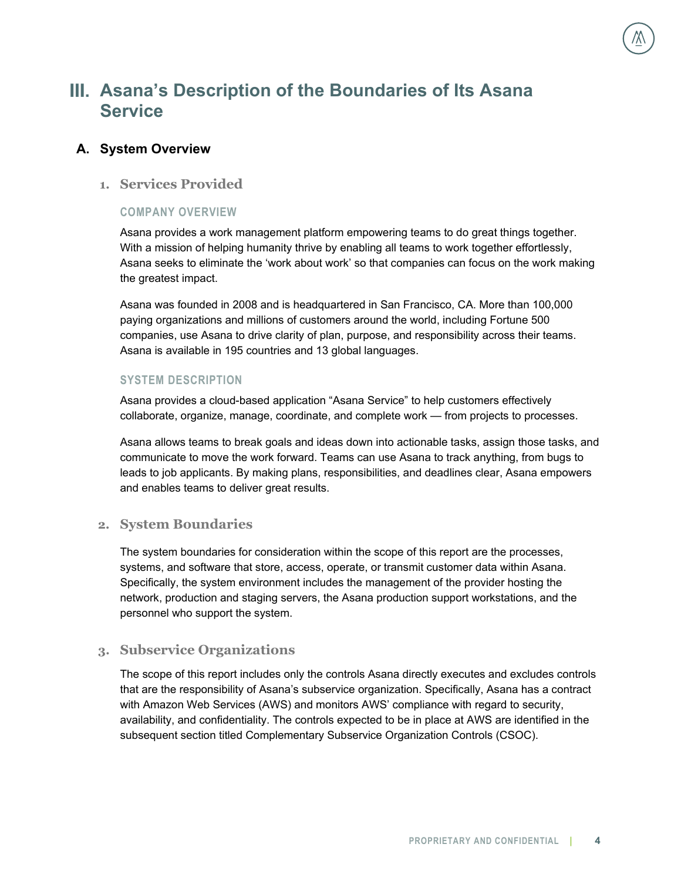# III. Asana's Description of the Boundaries of Its Asana Service

## A. System Overview

### 1. Services Provided

#### COMPANY OVERVIEW

Asana provides a work management platform empowering teams to do great things together. With a mission of helping humanity thrive by enabling all teams to work together effortlessly, Asana seeks to eliminate the 'work about work' so that companies can focus on the work making the greatest impact.

Asana was founded in 2008 and is headquartered in San Francisco, CA. More than 100,000 paying organizations and millions of customers around the world, including Fortune 500 companies, use Asana to drive clarity of plan, purpose, and responsibility across their teams. Asana is available in 195 countries and 13 global languages.

#### SYSTEM DESCRIPTION

Asana provides a cloud-based application "Asana Service" to help customers effectively collaborate, organize, manage, coordinate, and complete work — from projects to processes.

Asana allows teams to break goals and ideas down into actionable tasks, assign those tasks, and communicate to move the work forward. Teams can use Asana to track anything, from bugs to leads to job applicants. By making plans, responsibilities, and deadlines clear, Asana empowers and enables teams to deliver great results.

### 2. System Boundaries

The system boundaries for consideration within the scope of this report are the processes, systems, and software that store, access, operate, or transmit customer data within Asana. Specifically, the system environment includes the management of the provider hosting the network, production and staging servers, the Asana production support workstations, and the personnel who support the system.

### 3. Subservice Organizations

The scope of this report includes only the controls Asana directly executes and excludes controls that are the responsibility of Asana's subservice organization. Specifically, Asana has a contract with Amazon Web Services (AWS) and monitors AWS' compliance with regard to security, availability, and confidentiality. The controls expected to be in place at AWS are identified in the subsequent section titled Complementary Subservice Organization Controls (CSOC).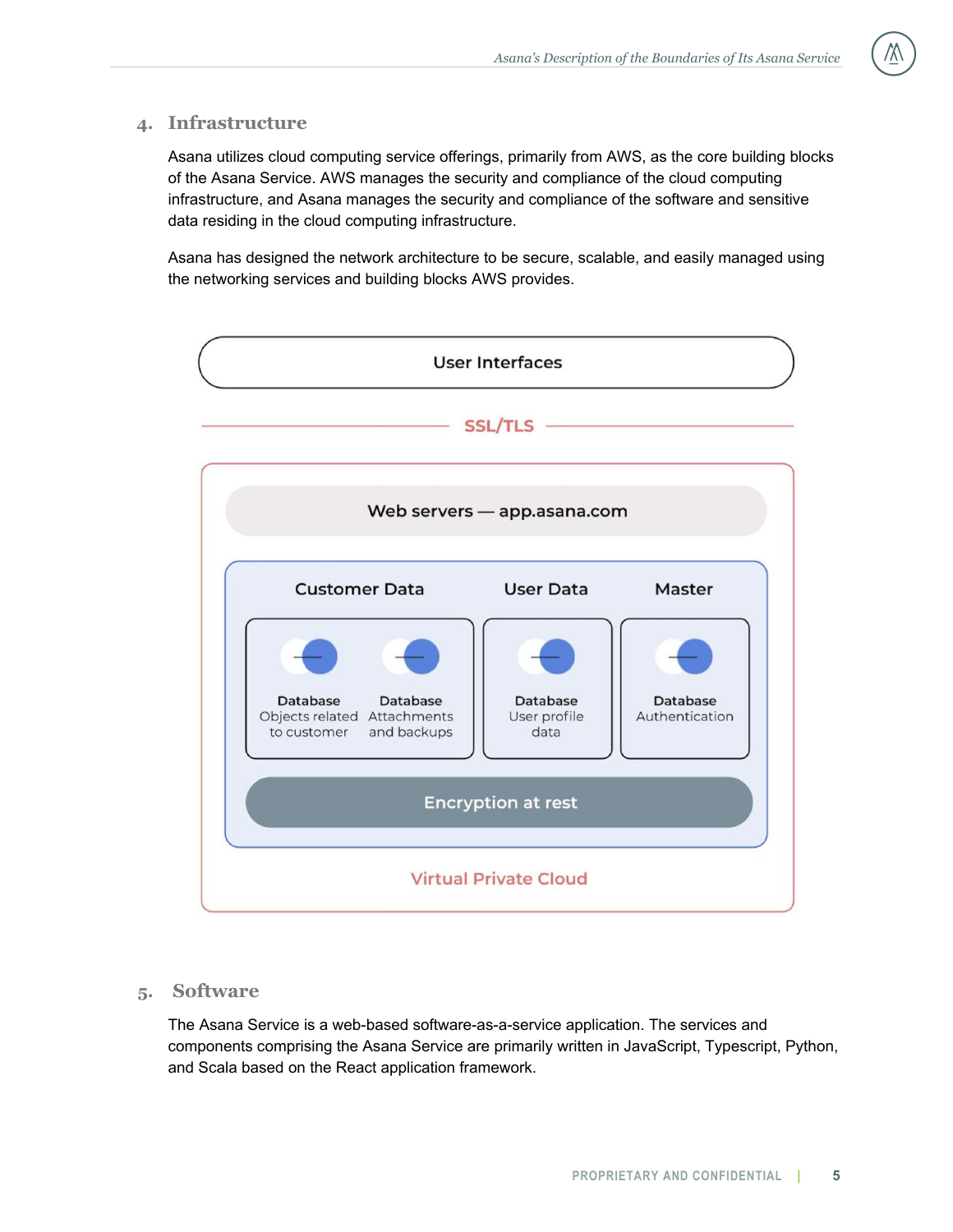## 4. Infrastructure

Asana utilizes cloud computing service offerings, primarily from AWS, as the core building blocks of the Asana Service. AWS manages the security and compliance of the cloud computing infrastructure, and Asana manages the security and compliance of the software and sensitive data residing in the cloud computing infrastructure.

Asana has designed the network architecture to be secure, scalable, and easily managed using the networking services and building blocks AWS provides.

## 5. Software

The Asana Service is a web-based software-as-a-service application. The services and components comprising the Asana Service are primarily written in JavaScript, Typescript, Python, and Scala based on the React application framework.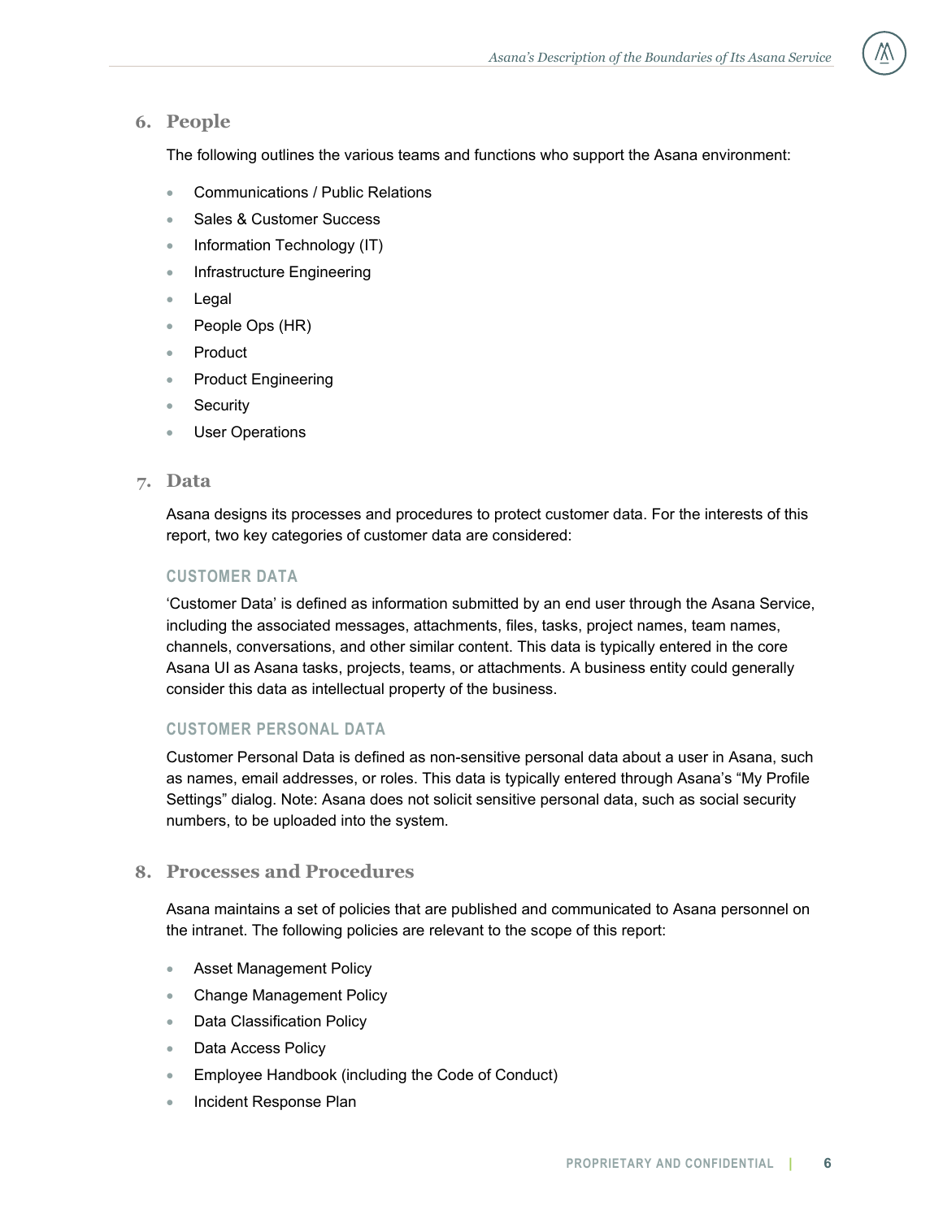## 6. People

The following outlines the various teams and functions who support the Asana environment:

- Communications / Public Relations
- Sales & Customer Success
- Information Technology (IT)
- Infrastructure Engineering
- Legal
- People Ops (HR)
- Product
- Product Engineering
- Security
- User Operations

## 7. Data

Asana designs its processes and procedures to protect customer data. For the interests of this report, two key categories of customer data are considered:

### CUSTOMER DATA

'Customer Data' is defined as information submitted by an end user through the Asana Service, including the associated messages, attachments, files, tasks, project names, team names, channels, conversations, and other similar content. This data is typically entered in the core Asana UI as Asana tasks, projects, teams, or attachments. A business entity could generally consider this data as intellectual property of the business.

### CUSTOMER PERSONAL DATA

Customer Personal Data is defined as non-sensitive personal data about a user in Asana, such as names, email addresses, or roles. This data is typically entered through Asana's "My Profile Settings" dialog. Note: Asana does not solicit sensitive personal data, such as social security numbers, to be uploaded into the system.

## 8. Processes and Procedures

Asana maintains a set of policies that are published and communicated to Asana personnel on the intranet. The following policies are relevant to the scope of this report:

- Asset Management Policy
- Change Management Policy
- Data Classification Policy
- Data Access Policy
- Employee Handbook (including the Code of Conduct)
- Incident Response Plan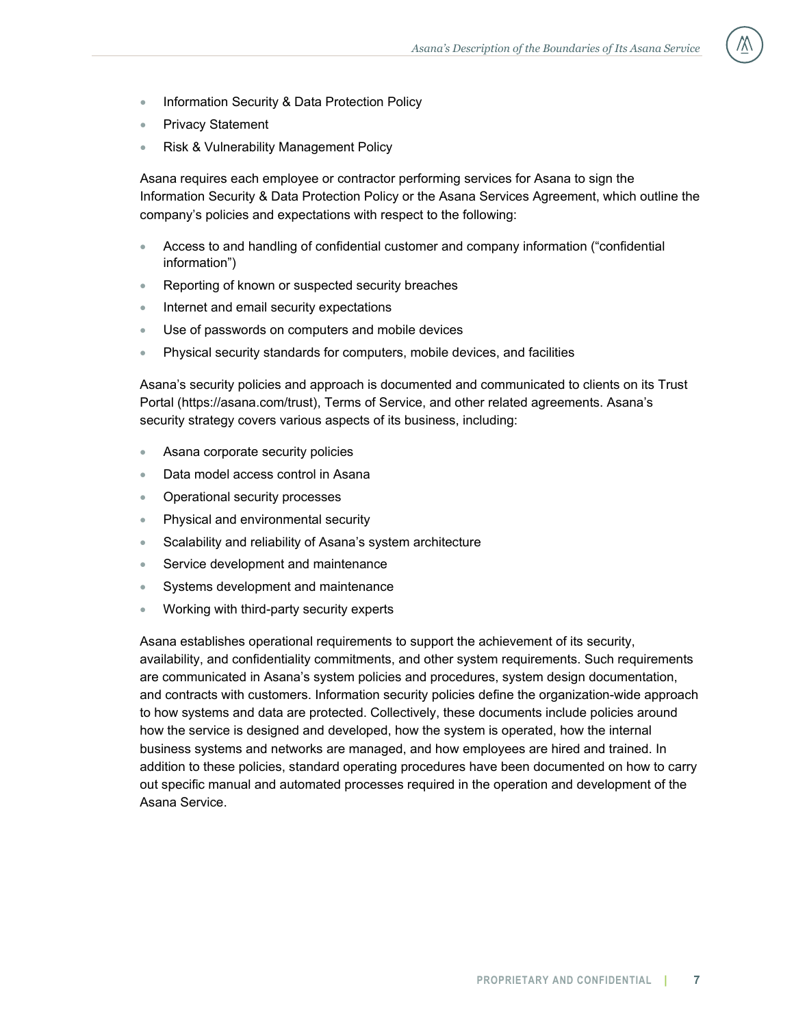- Information Security & Data Protection Policy
- Privacy Statement
- Risk & Vulnerability Management Policy

Asana requires each employee or contractor performing services for Asana to sign the Information Security & Data Protection Policy or the Asana Services Agreement, which outline the company's policies and expectations with respect to the following:

- Access to and handling of confidential customer and company information ("confidential information")
- Reporting of known or suspected security breaches
- Internet and email security expectations
- Use of passwords on computers and mobile devices
- Physical security standards for computers, mobile devices, and facilities

Asana's security policies and approach is documented and communicated to clients on its Trust Portal (https://asana.com/trust), Terms of Service, and other related agreements. Asana's security strategy covers various aspects of its business, including:

- Asana corporate security policies
- Data model access control in Asana
- Operational security processes
- Physical and environmental security
- Scalability and reliability of Asana's system architecture
- Service development and maintenance
- Systems development and maintenance
- Working with third-party security experts

Asana establishes operational requirements to support the achievement of its security, availability, and confidentiality commitments, and other system requirements. Such requirements are communicated in Asana's system policies and procedures, system design documentation, and contracts with customers. Information security policies define the organization-wide approach to how systems and data are protected. Collectively, these documents include policies around how the service is designed and developed, how the system is operated, how the internal business systems and networks are managed, and how employees are hired and trained. In addition to these policies, standard operating procedures have been documented on how to carry out specific manual and automated processes required in the operation and development of the Asana Service.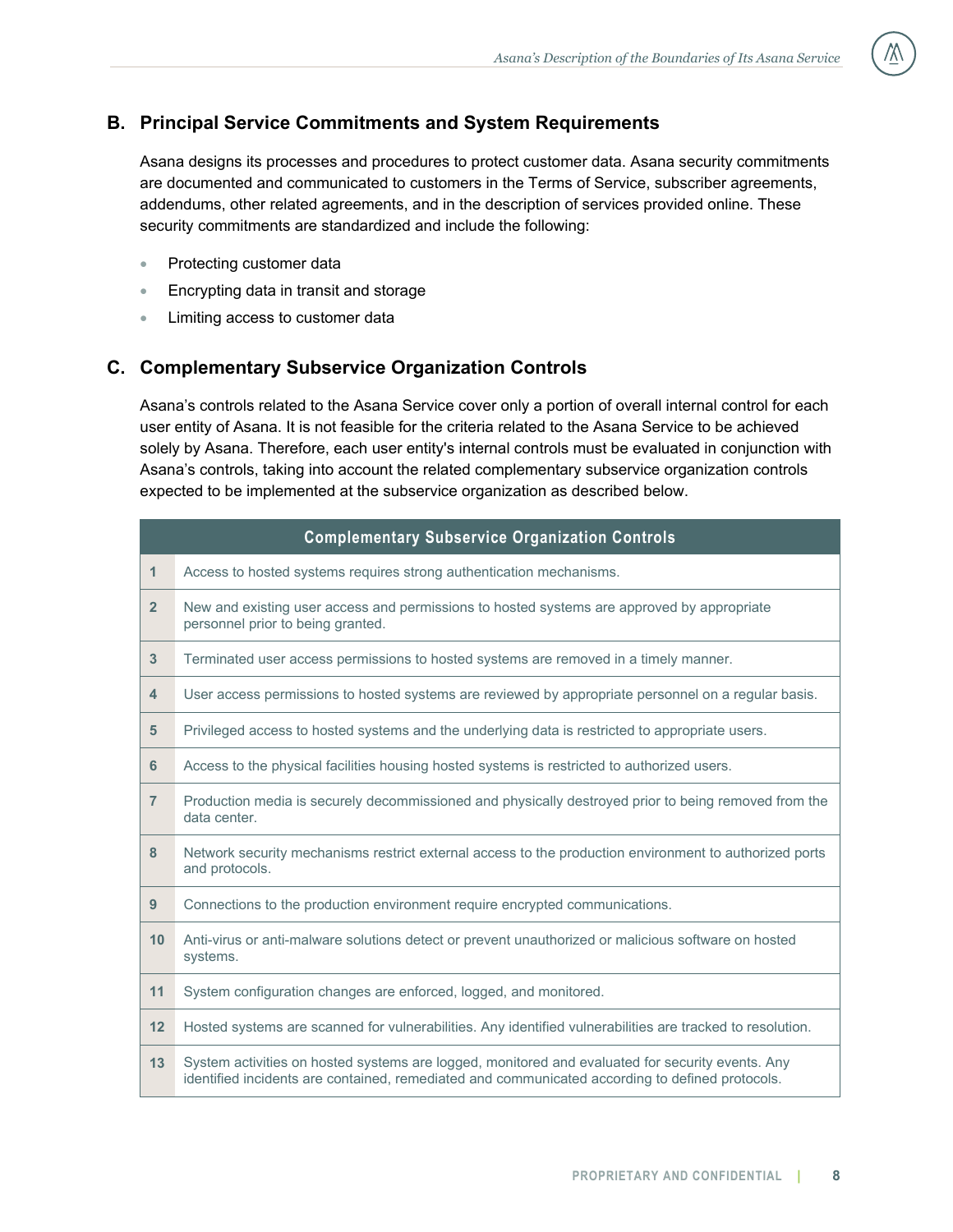## B. Principal Service Commitments and System Requirements

Asana designs its processes and procedures to protect customer data. Asana security commitments are documented and communicated to customers in the Terms of Service, subscriber agreements, addendums, other related agreements, and in the description of services provided online. These security commitments are standardized and include the following:

- Protecting customer data
- Encrypting data in transit and storage
- Limiting access to customer data

## C. Complementary Subservice Organization Controls

Asana's controls related to the Asana Service cover only a portion of overall internal control for each user entity of Asana. It is not feasible for the criteria related to the Asana Service to be achieved solely by Asana. Therefore, each user entity's internal controls must be evaluated in conjunction with Asana's controls, taking into account the related complementary subservice organization controls expected to be implemented at the subservice organization as described below.

| | Complementary Subservice Organization Controls |
|---|---|
| 1 | Access to hosted systems requires strong authentication mechanisms. |
| 2 | New and existing user access and permissions to hosted systems are approved by appropriate personnel prior to being granted. |
| 3 | Terminated user access permissions to hosted systems are removed in a timely manner. |
| 4 | User access permissions to hosted systems are reviewed by appropriate personnel on a regular basis. |
| 5 | Privileged access to hosted systems and the underlying data is restricted to appropriate users. |
| 6 | Access to the physical facilities housing hosted systems is restricted to authorized users. |
| 7 | Production media is securely decommissioned and physically destroyed prior to being removed from the data center. |
| 8 | Network security mechanisms restrict external access to the production environment to authorized ports and protocols. |
| 9 | Connections to the production environment require encrypted communications. |
| 10 | Anti-virus or anti-malware solutions detect or prevent unauthorized or malicious software on hosted systems. |
| 11 | System configuration changes are enforced, logged, and monitored. |
| 12 | Hosted systems are scanned for vulnerabilities. Any identified vulnerabilities are tracked to resolution. |
| 13 | System activities on hosted systems are logged, monitored and evaluated for security events. Any identified incidents are contained, remediated and communicated according to defined protocols. |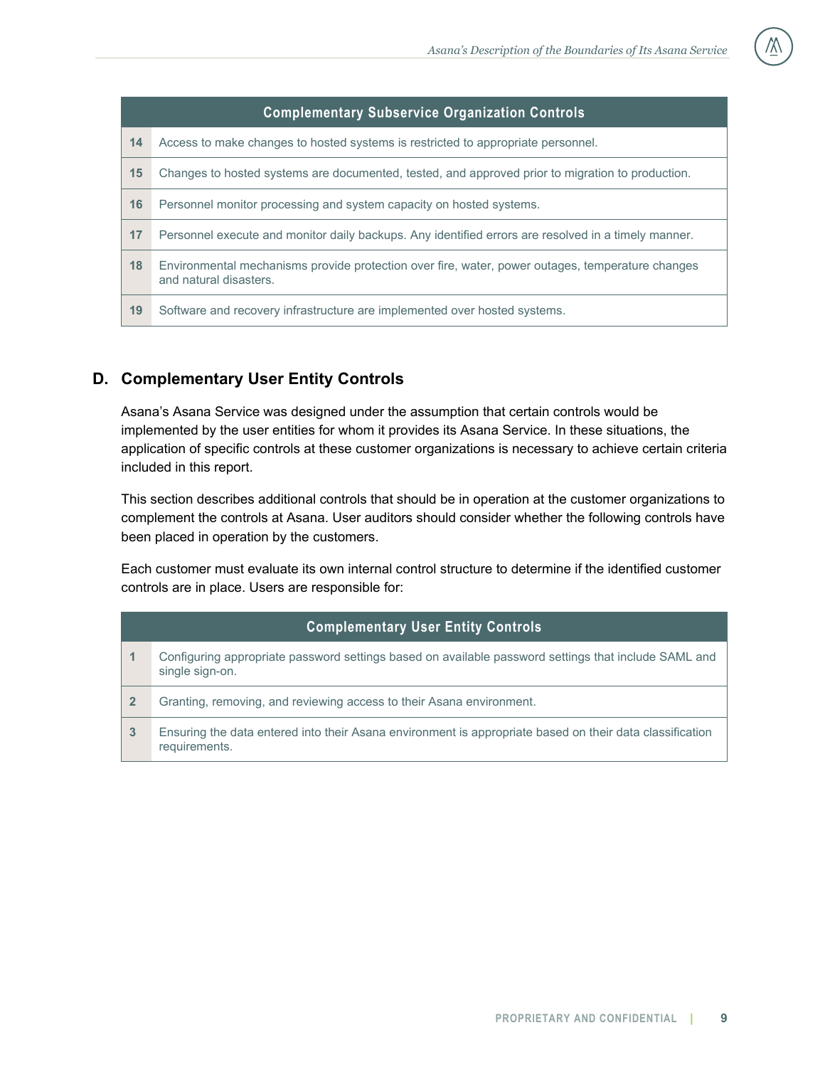| | Complementary Subservice Organization Controls |
|---|---|
| 14 | Access to make changes to hosted systems is restricted to appropriate personnel. |
| 15 | Changes to hosted systems are documented, tested, and approved prior to migration to production. |
| 16 | Personnel monitor processing and system capacity on hosted systems. |
| 17 | Personnel execute and monitor daily backups. Any identified errors are resolved in a timely manner. |
| 18 | Environmental mechanisms provide protection over fire, water, power outages, temperature changes and natural disasters. |
| 19 | Software and recovery infrastructure are implemented over hosted systems. |

## D. Complementary User Entity Controls

Asana's Asana Service was designed under the assumption that certain controls would be implemented by the user entities for whom it provides its Asana Service. In these situations, the application of specific controls at these customer organizations is necessary to achieve certain criteria included in this report.

This section describes additional controls that should be in operation at the customer organizations to complement the controls at Asana. User auditors should consider whether the following controls have been placed in operation by the customers.

Each customer must evaluate its own internal control structure to determine if the identified customer controls are in place. Users are responsible for:

| | Complementary User Entity Controls |
|---|---|
| 1 | Configuring appropriate password settings based on available password settings that include SAML and single sign-on. |
| 2 | Granting, removing, and reviewing access to their Asana environment. |
| 3 | Ensuring the data entered into their Asana environment is appropriate based on their data classification requirements. |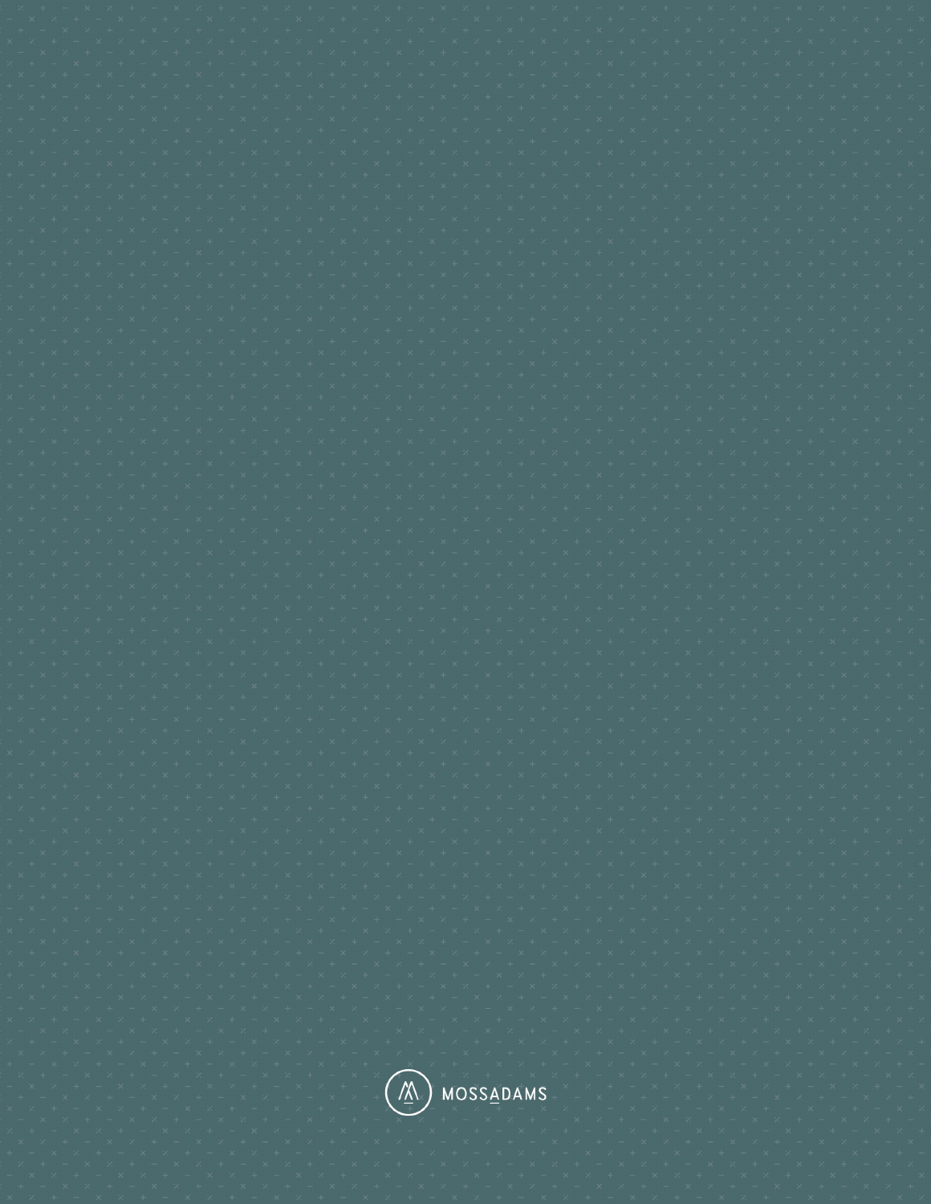MOSSADAMS